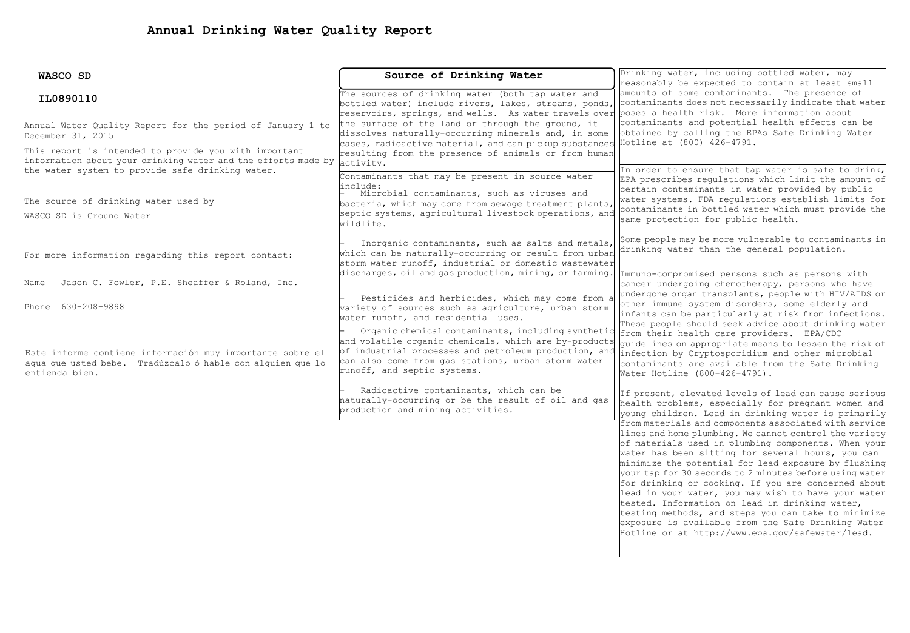# Annual Drinking Water Quality Report

**WASCO SD**

**IL0890110**

Annual Water Quality Report for the period of January 1 to December 31, 2015

This report is intended to provide you with important information about your drinking water and the efforts made by the water system to provide safe drinking water.

The source of drinking water used by

WASCO SD is Ground Water

For more information regarding this report contact:

Name Jason C. Fowler, P.E. Sheaffer & Roland, Inc.

Phone 630-208-9898

Este informe contiene información muy importante sobre el agua que usted bebe. Tradúzcalo ó hable con alguien que lo entienda bien.

## Source of Drinking Water

The sources of drinking water (both tap water and bottled water) include rivers, lakes, streams, ponds, reservoirs, springs, and wells. As water travels over the surface of the land or through the ground, it dissolves naturally-occurring minerals and, in some cases, radioactive material, and can pickup substances resulting from the presence of animals or from human activity.

Contaminants that may be present in source water include:

- Microbial contaminants, such as viruses and bacteria, which may come from sewage treatment plants, septic systems, agricultural livestock operations, and wildlife.

- Inorganic contaminants, such as salts and metals, which can be naturally-occurring or result from urban storm water runoff, industrial or domestic wastewater discharges, oil and gas production, mining, or farming.

- Pesticides and herbicides, which may come from a variety of sources such as agriculture, urban storm water runoff, and residential uses.

- Organic chemical contaminants, including synthetic and volatile organic chemicals, which are by-products of industrial processes and petroleum production, and can also come from gas stations, urban storm water runoff, and septic systems.

- Radioactive contaminants, which can be naturally-occurring or be the result of oil and gas production and mining activities.

Drinking water, including bottled water, may reasonably be expected to contain at least small amounts of some contaminants. The presence of contaminants does not necessarily indicate that water poses a health risk. More information about contaminants and potential health effects can be obtained by calling the EPAs Safe Drinking Water Hotline at (800) 426-4791.

In order to ensure that tap water is safe to drink, EPA prescribes regulations which limit the amount of certain contaminants in water provided by public water systems. FDA regulations establish limits for contaminants in bottled water which must provide the same protection for public health.

Some people may be more vulnerable to contaminants in drinking water than the general population.

Immuno-compromised persons such as persons with cancer undergoing chemotherapy, persons who have undergone organ transplants, people with HIV/AIDS or other immune system disorders, some elderly and infants can be particularly at risk from infections. These people should seek advice about drinking water from their health care providers. EPA/CDC guidelines on appropriate means to lessen the risk of infection by Cryptosporidium and other microbial contaminants are available from the Safe Drinking Water Hotline (800-426-4791).

If present, elevated levels of lead can cause serious health problems, especially for pregnant women and young children. Lead in drinking water is primarily from materials and components associated with service lines and home plumbing. We cannot control the variety of materials used in plumbing components. When your water has been sitting for several hours, you can minimize the potential for lead exposure by flushing your tap for 30 seconds to 2 minutes before using water for drinking or cooking. If you are concerned about lead in your water, you may wish to have your water tested. Information on lead in drinking water, testing methods, and steps you can take to minimize exposure is available from the Safe Drinking Water Hotline or at http://www.epa.gov/safewater/lead.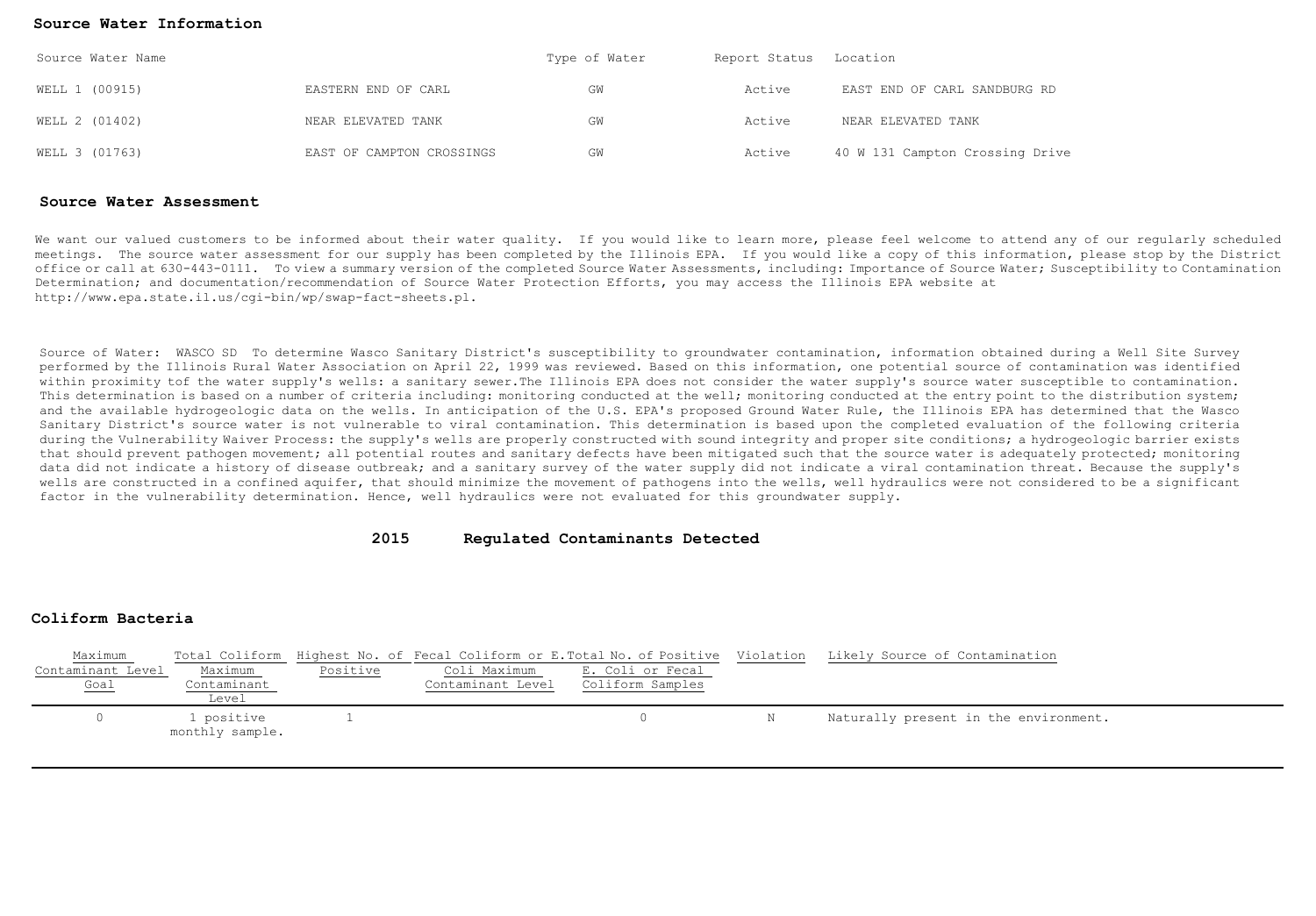## Source Water Information

| Source Water Name | | Type of Water | Report Status | Location |
|---|---|---|---|---|
| WELL 1 (00915) | EASTERN END OF CARL | GW | Active | EAST END OF CARL SANDBURG RD |
| WELL 2 (01402) | NEAR ELEVATED TANK | GW | Active | NEAR ELEVATED TANK |
| WELL 3 (01763) | EAST OF CAMPTON CROSSINGS | GW | Active | 40 W 131 Campton Crossing Drive |

## Source Water Assessment

We want our valued customers to be informed about their water quality. If you would like to learn more, please feel welcome to attend any of our regularly scheduled meetings. The source water assessment for our supply has been completed by the Illinois EPA. If you would like a copy of this information, please stop by the District office or call at 630-443-0111. To view a summary version of the completed Source Water Assessments, including: Importance of Source Water; Susceptibility to Contamination Determination; and documentation/recommendation of Source Water Protection Efforts, you may access the Illinois EPA website at http://www.epa.state.il.us/cgi-bin/wp/swap-fact-sheets.pl.

Source of Water: WASCO SD To determine Wasco Sanitary District's susceptibility to groundwater contamination, information obtained during a Well Site Survey performed by the Illinois Rural Water Association on April 22, 1999 was reviewed. Based on this information, one potential source of contamination was identified within proximity tof the water supply's wells: a sanitary sewer.The Illinois EPA does not consider the water supply's source water susceptible to contamination. This determination is based on a number of criteria including: monitoring conducted at the well; monitoring conducted at the entry point to the distribution system; and the available hydrogeologic data on the wells. In anticipation of the U.S. EPA's proposed Ground Water Rule, the Illinois EPA has determined that the Wasco Sanitary District's source water is not vulnerable to viral contamination. This determination is based upon the completed evaluation of the following criteria during the Vulnerability Waiver Process: the supply's wells are properly constructed with sound integrity and proper site conditions; a hydrogeologic barrier exists that should prevent pathogen movement; all potential routes and sanitary defects have been mitigated such that the source water is adequately protected; monitoring data did not indicate a history of disease outbreak; and a sanitary survey of the water supply did not indicate a viral contamination threat. Because the supply's wells are constructed in a confined aquifer, that should minimize the movement of pathogens into the wells, well hydraulics were not considered to be a significant factor in the vulnerability determination. Hence, well hydraulics were not evaluated for this groundwater supply.

## 2015 Regulated Contaminants Detected

### Coliform Bacteria

| Maximum Contaminant Level Goal | Total Coliform Maximum Contaminant Level | Highest No. of Positive | Fecal Coliform or E. Coli Maximum Contaminant Level | Total No. of Positive E. Coli or Fecal Coliform Samples | Violation | Likely Source of Contamination |
|---|---|---|---|---|---|---|
| 0 | 1 positive monthly sample. | 1 | | 0 | N | Naturally present in the environment. |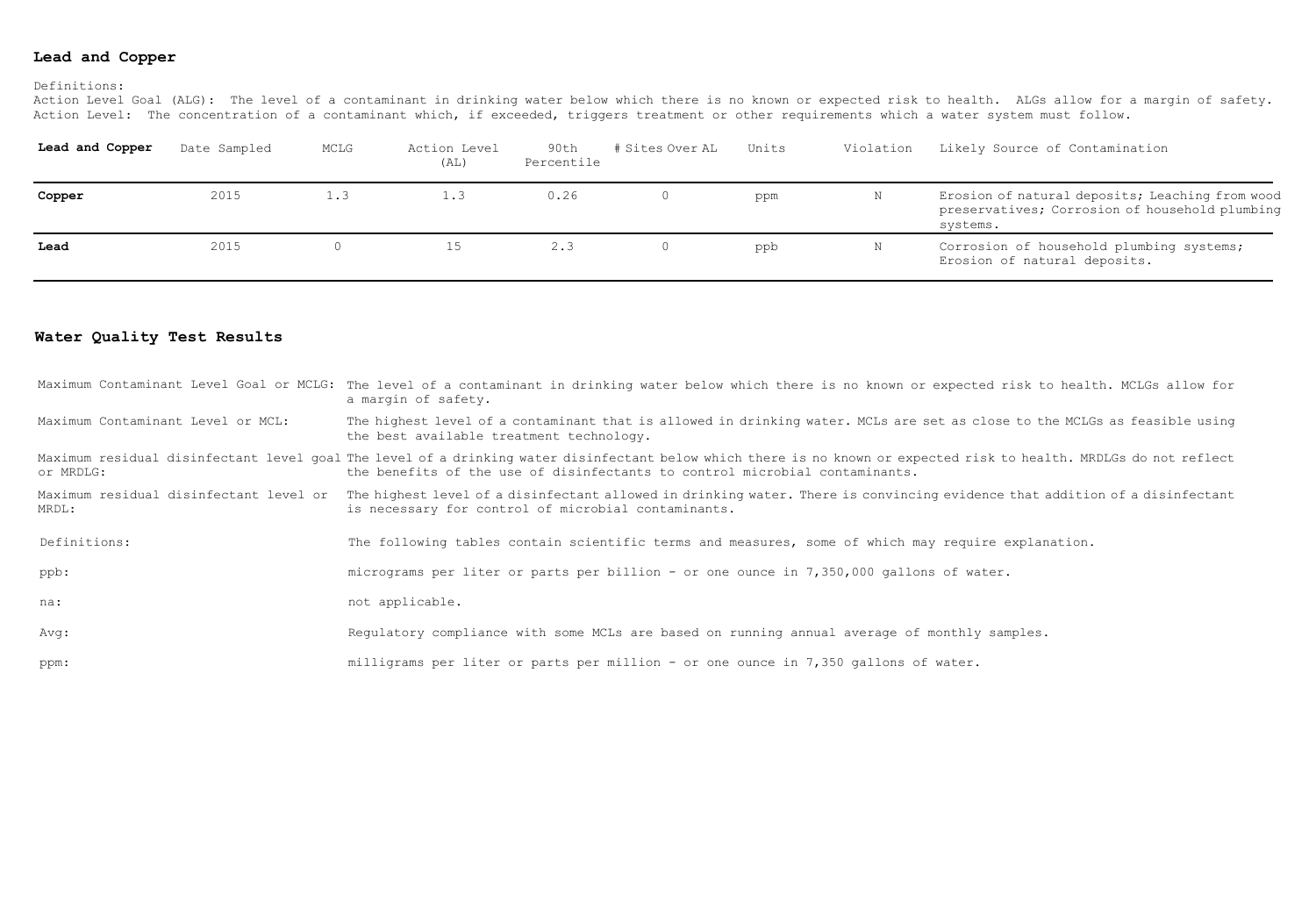## Lead and Copper

Definitions:
Action Level Goal (ALG): The level of a contaminant in drinking water below which there is no known or expected risk to health. ALGs allow for a margin of safety.
Action Level: The concentration of a contaminant which, if exceeded, triggers treatment or other requirements which a water system must follow.

| Lead and Copper | Date Sampled | MCLG | Action Level (AL) | 90th Percentile | # Sites Over AL | Units | Violation | Likely Source of Contamination |
|---|---|---|---|---|---|---|---|---|
| **Copper** | 2015 | 1.3 | 1.3 | 0.26 | 0 | ppm | N | Erosion of natural deposits; Leaching from wood preservatives; Corrosion of household plumbing systems. |
| **Lead** | 2015 | 0 | 15 | 2.3 | 0 | ppb | N | Corrosion of household plumbing systems; Erosion of natural deposits. |

## Water Quality Test Results

| | |
|---|---|
| Maximum Contaminant Level Goal or MCLG: | The level of a contaminant in drinking water below which there is no known or expected risk to health. MCLGs allow for a margin of safety. |
| Maximum Contaminant Level or MCL: | The highest level of a contaminant that is allowed in drinking water. MCLs are set as close to the MCLGs as feasible using the best available treatment technology. |
| Maximum residual disinfectant level goal or MRDLG: | The level of a drinking water disinfectant below which there is no known or expected risk to health. MRDLGs do not reflect the benefits of the use of disinfectants to control microbial contaminants. |
| Maximum residual disinfectant level or MRDL: | The highest level of a disinfectant allowed in drinking water. There is convincing evidence that addition of a disinfectant is necessary for control of microbial contaminants. |
| Definitions: | The following tables contain scientific terms and measures, some of which may require explanation. |
| ppb: | micrograms per liter or parts per billion - or one ounce in 7,350,000 gallons of water. |
| na: | not applicable. |
| Avg: | Regulatory compliance with some MCLs are based on running annual average of monthly samples. |
| ppm: | milligrams per liter or parts per million - or one ounce in 7,350 gallons of water. |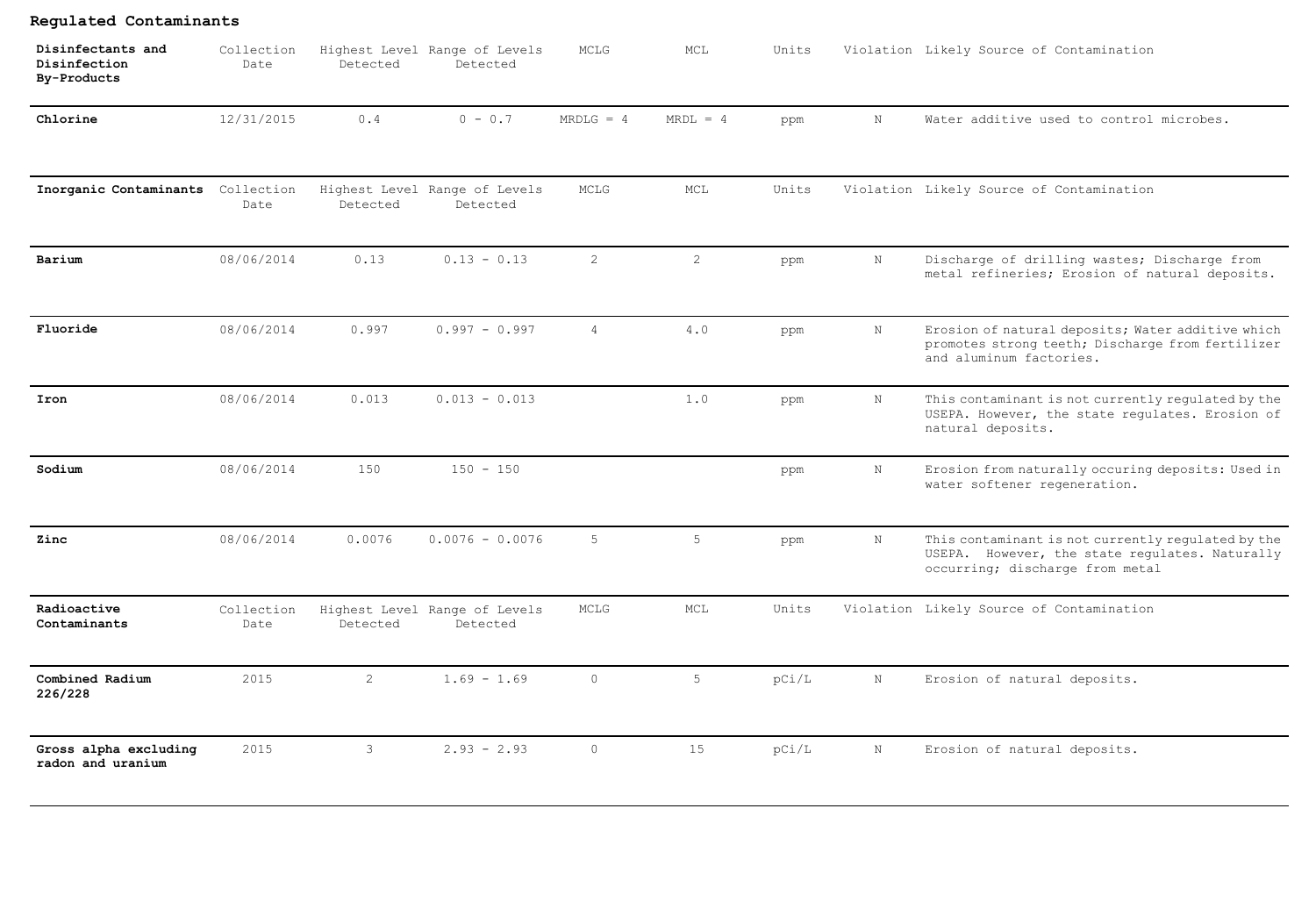## Regulated Contaminants

| Disinfectants and Disinfection By-Products | Collection Date | Highest Level Detected | Range of Levels Detected | MCLG | MCL | Units | Violation | Likely Source of Contamination |
|---|---|---|---|---|---|---|---|---|
| **Chlorine** | 12/31/2015 | 0.4 | 0 - 0.7 | MRDLG = 4 | MRDL = 4 | ppm | N | Water additive used to control microbes. |
| **Inorganic Contaminants** | Collection Date | Highest Level Detected | Range of Levels Detected | MCLG | MCL | Units | Violation | Likely Source of Contamination |
| **Barium** | 08/06/2014 | 0.13 | 0.13 - 0.13 | 2 | 2 | ppm | N | Discharge of drilling wastes; Discharge from metal refineries; Erosion of natural deposits. |
| **Fluoride** | 08/06/2014 | 0.997 | 0.997 - 0.997 | 4 | 4.0 | ppm | N | Erosion of natural deposits; Water additive which promotes strong teeth; Discharge from fertilizer and aluminum factories. |
| **Iron** | 08/06/2014 | 0.013 | 0.013 - 0.013 | | 1.0 | ppm | N | This contaminant is not currently regulated by the USEPA. However, the state regulates. Erosion of natural deposits. |
| **Sodium** | 08/06/2014 | 150 | 150 - 150 | | | ppm | N | Erosion from naturally occuring deposits: Used in water softener regeneration. |
| **Zinc** | 08/06/2014 | 0.0076 | 0.0076 - 0.0076 | 5 | 5 | ppm | N | This contaminant is not currently regulated by the USEPA. However, the state regulates. Naturally occurring; discharge from metal |
| **Radioactive Contaminants** | Collection Date | Highest Level Detected | Range of Levels Detected | MCLG | MCL | Units | Violation | Likely Source of Contamination |
| **Combined Radium 226/228** | 2015 | 2 | 1.69 - 1.69 | 0 | 5 | pCi/L | N | Erosion of natural deposits. |
| **Gross alpha excluding radon and uranium** | 2015 | 3 | 2.93 - 2.93 | 0 | 15 | pCi/L | N | Erosion of natural deposits. |